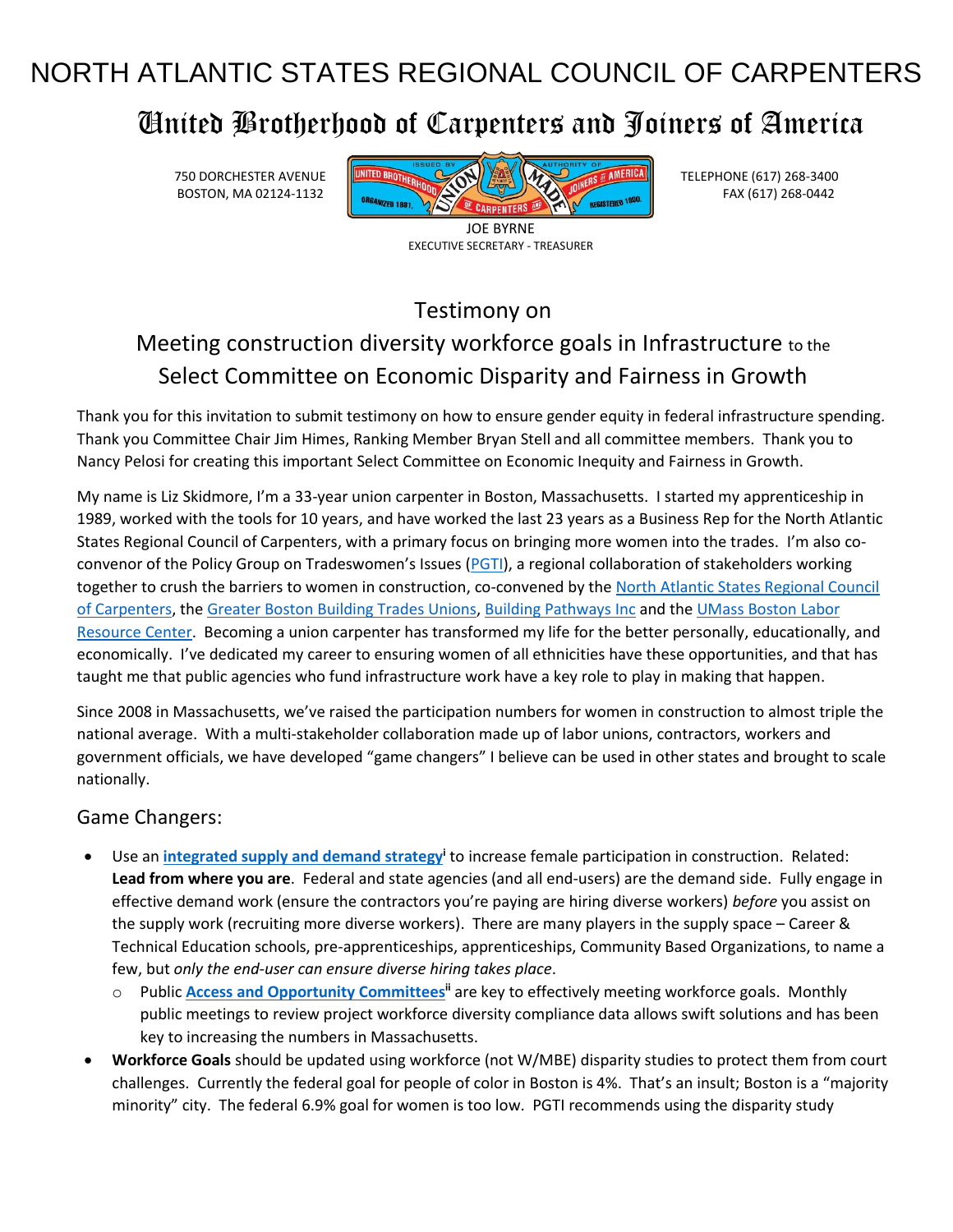# NORTH ATLANTIC STATES REGIONAL COUNCIL OF CARPENTERS

## United Brotherhood of Carpenters and Joiners of America

750 DORCHESTER AVENUE
BOSTON, MA 02124-1132

TELEPHONE (617) 268-3400
FAX (617) 268-0442

JOE BYRNE
EXECUTIVE SECRETARY - TREASURER

## Testimony on
## Meeting construction diversity workforce goals in Infrastructure to the Select Committee on Economic Disparity and Fairness in Growth

Thank you for this invitation to submit testimony on how to ensure gender equity in federal infrastructure spending. Thank you Committee Chair Jim Himes, Ranking Member Bryan Stell and all committee members. Thank you to Nancy Pelosi for creating this important Select Committee on Economic Inequity and Fairness in Growth.

My name is Liz Skidmore, I'm a 33-year union carpenter in Boston, Massachusetts. I started my apprenticeship in 1989, worked with the tools for 10 years, and have worked the last 23 years as a Business Rep for the North Atlantic States Regional Council of Carpenters, with a primary focus on bringing more women into the trades. I'm also co-convenor of the Policy Group on Tradeswomen's Issues (PGTI), a regional collaboration of stakeholders working together to crush the barriers to women in construction, co-convened by the North Atlantic States Regional Council of Carpenters, the Greater Boston Building Trades Unions, Building Pathways Inc and the UMass Boston Labor Resource Center. Becoming a union carpenter has transformed my life for the better personally, educationally, and economically. I've dedicated my career to ensuring women of all ethnicities have these opportunities, and that has taught me that public agencies who fund infrastructure work have a key role to play in making that happen.

Since 2008 in Massachusetts, we've raised the participation numbers for women in construction to almost triple the national average. With a multi-stakeholder collaboration made up of labor unions, contractors, workers and government officials, we have developed "game changers" I believe can be used in other states and brought to scale nationally.

### Game Changers:

- Use an **integrated supply and demand strategy**[i] to increase female participation in construction. Related: **Lead from where you are**. Federal and state agencies (and all end-users) are the demand side. Fully engage in effective demand work (ensure the contractors you're paying are hiring diverse workers) *before* you assist on the supply work (recruiting more diverse workers). There are many players in the supply space – Career & Technical Education schools, pre-apprenticeships, apprenticeships, Community Based Organizations, to name a few, but *only the end-user can ensure diverse hiring takes place*.
  - Public **Access and Opportunity Committees**[ii] are key to effectively meeting workforce goals. Monthly public meetings to review project workforce diversity compliance data allows swift solutions and has been key to increasing the numbers in Massachusetts.
- **Workforce Goals** should be updated using workforce (not W/MBE) disparity studies to protect them from court challenges. Currently the federal goal for people of color in Boston is 4%. That's an insult; Boston is a "majority minority" city. The federal 6.9% goal for women is too low. PGTI recommends using the disparity study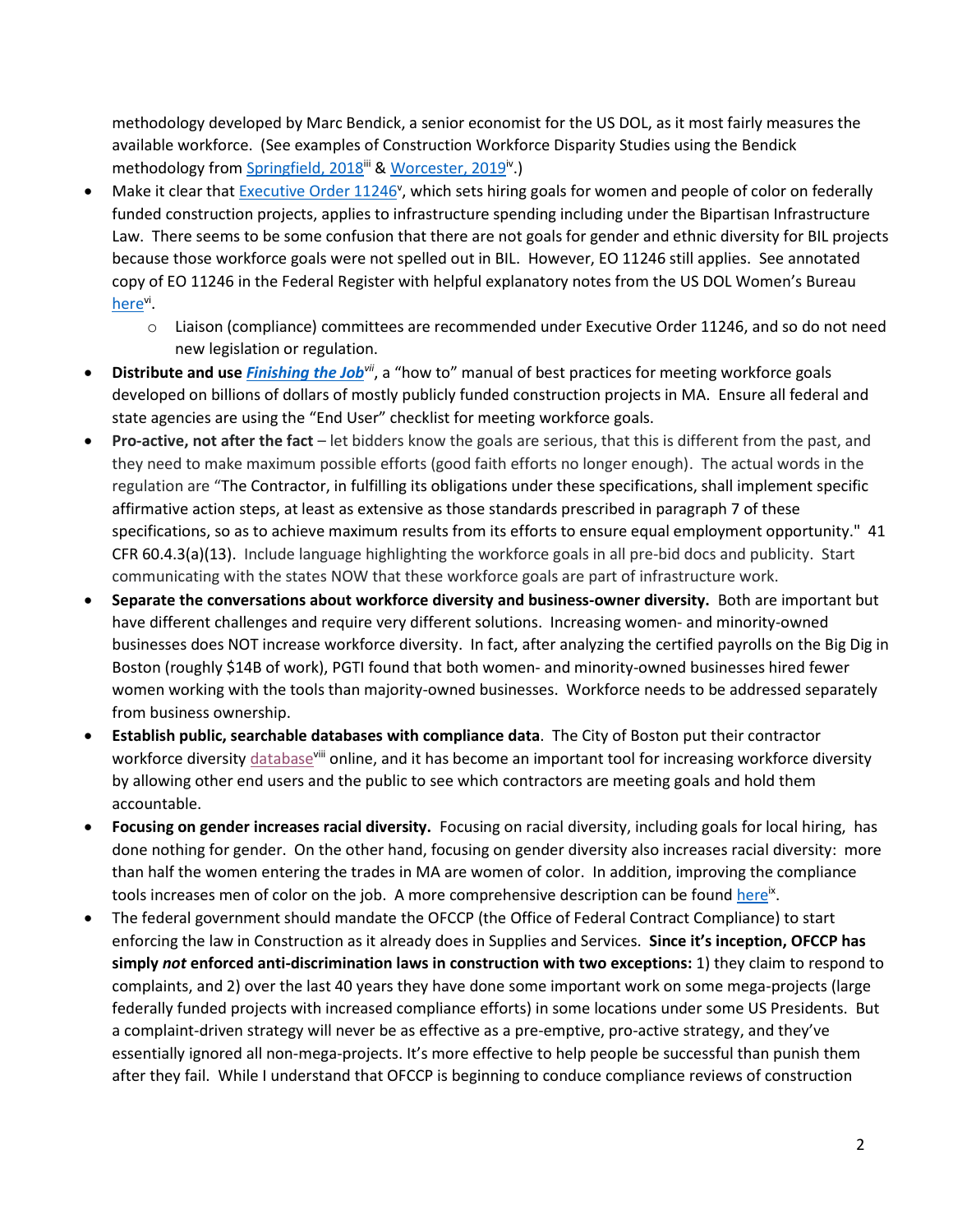methodology developed by Marc Bendick, a senior economist for the US DOL, as it most fairly measures the available workforce. (See examples of Construction Workforce Disparity Studies using the Bendick methodology from Springfield, 2018[iii] & Worcester, 2019[iv].)

- Make it clear that Executive Order 11246[v], which sets hiring goals for women and people of color on federally funded construction projects, applies to infrastructure spending including under the Bipartisan Infrastructure Law. There seems to be some confusion that there are not goals for gender and ethnic diversity for BIL projects because those workforce goals were not spelled out in BIL. However, EO 11246 still applies. See annotated copy of EO 11246 in the Federal Register with helpful explanatory notes from the US DOL Women's Bureau here[vi].
    - Liaison (compliance) committees are recommended under Executive Order 11246, and so do not need new legislation or regulation.
- **Distribute and use *Finishing the Job*[vii]**, a "how to" manual of best practices for meeting workforce goals developed on billions of dollars of mostly publicly funded construction projects in MA. Ensure all federal and state agencies are using the "End User" checklist for meeting workforce goals.
- **Pro-active, not after the fact** – let bidders know the goals are serious, that this is different from the past, and they need to make maximum possible efforts (good faith efforts no longer enough). The actual words in the regulation are "The Contractor, in fulfilling its obligations under these specifications, shall implement specific affirmative action steps, at least as extensive as those standards prescribed in paragraph 7 of these specifications, so as to achieve maximum results from its efforts to ensure equal employment opportunity." 41 CFR 60.4.3(a)(13). Include language highlighting the workforce goals in all pre-bid docs and publicity. Start communicating with the states NOW that these workforce goals are part of infrastructure work.
- **Separate the conversations about workforce diversity and business-owner diversity.** Both are important but have different challenges and require very different solutions. Increasing women- and minority-owned businesses does NOT increase workforce diversity. In fact, after analyzing the certified payrolls on the Big Dig in Boston (roughly $14B of work), PGTI found that both women- and minority-owned businesses hired fewer women working with the tools than majority-owned businesses. Workforce needs to be addressed separately from business ownership.
- **Establish public, searchable databases with compliance data**. The City of Boston put their contractor workforce diversity database[viii] online, and it has become an important tool for increasing workforce diversity by allowing other end users and the public to see which contractors are meeting goals and hold them accountable.
- **Focusing on gender increases racial diversity.** Focusing on racial diversity, including goals for local hiring, has done nothing for gender. On the other hand, focusing on gender diversity also increases racial diversity: more than half the women entering the trades in MA are women of color. In addition, improving the compliance tools increases men of color on the job. A more comprehensive description can be found here[ix].
- The federal government should mandate the OFCCP (the Office of Federal Contract Compliance) to start enforcing the law in Construction as it already does in Supplies and Services. **Since it's inception, OFCCP has simply *not* enforced anti-discrimination laws in construction with two exceptions:** 1) they claim to respond to complaints, and 2) over the last 40 years they have done some important work on some mega-projects (large federally funded projects with increased compliance efforts) in some locations under some US Presidents. But a complaint-driven strategy will never be as effective as a pre-emptive, pro-active strategy, and they've essentially ignored all non-mega-projects. It's more effective to help people be successful than punish them after they fail. While I understand that OFCCP is beginning to conduce compliance reviews of construction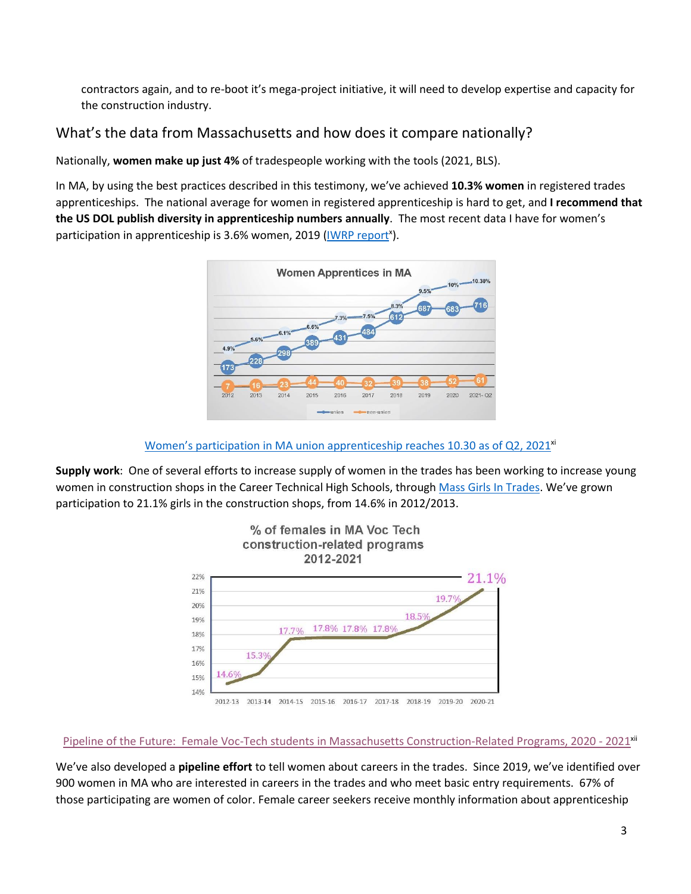contractors again, and to re-boot it's mega-project initiative, it will need to develop expertise and capacity for the construction industry.

## What's the data from Massachusetts and how does it compare nationally?

Nationally, **women make up just 4%** of tradespeople working with the tools (2021, BLS).

In MA, by using the best practices described in this testimony, we've achieved **10.3% women** in registered trades apprenticeships. The national average for women in registered apprenticeship is hard to get, and **I recommend that the US DOL publish diversity in apprenticeship numbers annually**. The most recent data I have for women's participation in apprenticeship is 3.6% women, 2019 (IWRP report[x]).

Women's participation in MA union apprenticeship reaches 10.30 as of Q2, 2021[xi]

**Supply work**: One of several efforts to increase supply of women in the trades has been working to increase young women in construction shops in the Career Technical High Schools, through Mass Girls In Trades. We've grown participation to 21.1% girls in the construction shops, from 14.6% in 2012/2013.

Pipeline of the Future: Female Voc-Tech students in Massachusetts Construction-Related Programs, 2020 - 2021[xii]

We've also developed a **pipeline effort** to tell women about careers in the trades. Since 2019, we've identified over 900 women in MA who are interested in careers in the trades and who meet basic entry requirements. 67% of those participating are women of color. Female career seekers receive monthly information about apprenticeship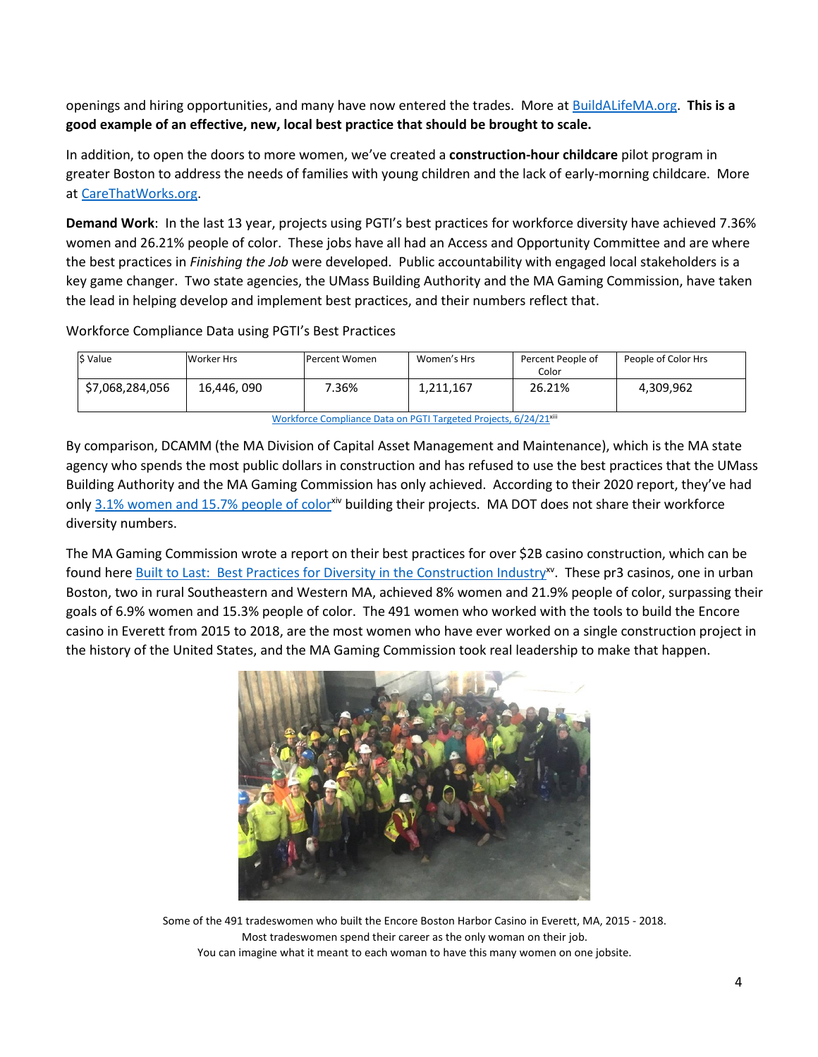openings and hiring opportunities, and many have now entered the trades. More at BuildALifeMA.org. **This is a good example of an effective, new, local best practice that should be brought to scale.**

In addition, to open the doors to more women, we've created a **construction-hour childcare** pilot program in greater Boston to address the needs of families with young children and the lack of early-morning childcare. More at CareThatWorks.org.

**Demand Work**: In the last 13 year, projects using PGTI's best practices for workforce diversity have achieved 7.36% women and 26.21% people of color. These jobs have all had an Access and Opportunity Committee and are where the best practices in *Finishing the Job* were developed. Public accountability with engaged local stakeholders is a key game changer. Two state agencies, the UMass Building Authority and the MA Gaming Commission, have taken the lead in helping develop and implement best practices, and their numbers reflect that.

Workforce Compliance Data using PGTI's Best Practices

| $ Value | Worker Hrs | Percent Women | Women's Hrs | Percent People of Color | People of Color Hrs |
|---|---|---|---|---|---|
| $7,068,284,056 | 16,446, 090 | 7.36% | 1,211,167 | 26.21% | 4,309,962 |

Workforce Compliance Data on PGTI Targeted Projects, 6/24/21[xiii]

By comparison, DCAMM (the MA Division of Capital Asset Management and Maintenance), which is the MA state agency who spends the most public dollars in construction and has refused to use the best practices that the UMass Building Authority and the MA Gaming Commission has only achieved. According to their 2020 report, they've had only 3.1% women and 15.7% people of color[xiv] building their projects. MA DOT does not share their workforce diversity numbers.

The MA Gaming Commission wrote a report on their best practices for over $2B casino construction, which can be found here Built to Last: Best Practices for Diversity in the Construction Industry[xv]. These pr3 casinos, one in urban Boston, two in rural Southeastern and Western MA, achieved 8% women and 21.9% people of color, surpassing their goals of 6.9% women and 15.3% people of color. The 491 women who worked with the tools to build the Encore casino in Everett from 2015 to 2018, are the most women who have ever worked on a single construction project in the history of the United States, and the MA Gaming Commission took real leadership to make that happen.

Some of the 491 tradeswomen who built the Encore Boston Harbor Casino in Everett, MA, 2015 - 2018.
Most tradeswomen spend their career as the only woman on their job.
You can imagine what it meant to each woman to have this many women on one jobsite.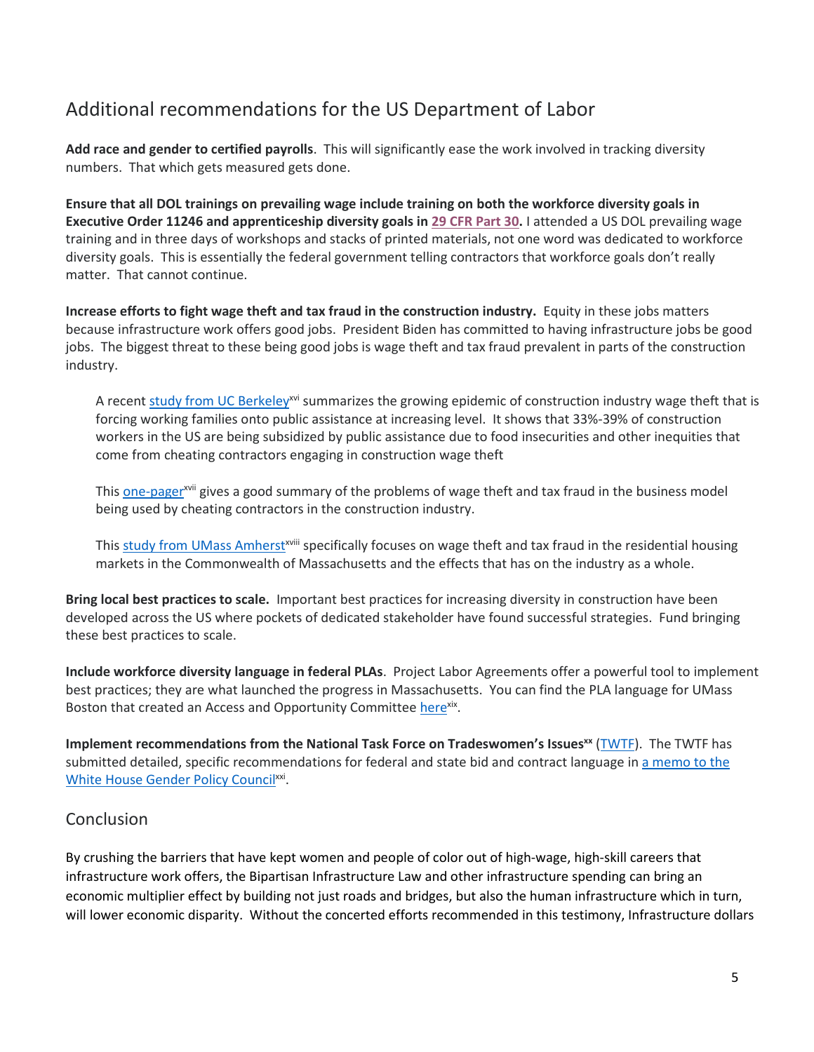## Additional recommendations for the US Department of Labor

**Add race and gender to certified payrolls**. This will significantly ease the work involved in tracking diversity numbers. That which gets measured gets done.

**Ensure that all DOL trainings on prevailing wage include training on both the workforce diversity goals in Executive Order 11246 and apprenticeship diversity goals in 29 CFR Part 30.** I attended a US DOL prevailing wage training and in three days of workshops and stacks of printed materials, not one word was dedicated to workforce diversity goals. This is essentially the federal government telling contractors that workforce goals don't really matter. That cannot continue.

**Increase efforts to fight wage theft and tax fraud in the construction industry.** Equity in these jobs matters because infrastructure work offers good jobs. President Biden has committed to having infrastructure jobs be good jobs. The biggest threat to these being good jobs is wage theft and tax fraud prevalent in parts of the construction industry.

> A recent study from UC Berkeley[xvi] summarizes the growing epidemic of construction industry wage theft that is forcing working families onto public assistance at increasing level. It shows that 33%-39% of construction workers in the US are being subsidized by public assistance due to food insecurities and other inequities that come from cheating contractors engaging in construction wage theft
>
> This one-pager[xvii] gives a good summary of the problems of wage theft and tax fraud in the business model being used by cheating contractors in the construction industry.
>
> This study from UMass Amherst[xviii] specifically focuses on wage theft and tax fraud in the residential housing markets in the Commonwealth of Massachusetts and the effects that has on the industry as a whole.

**Bring local best practices to scale.** Important best practices for increasing diversity in construction have been developed across the US where pockets of dedicated stakeholder have found successful strategies. Fund bringing these best practices to scale.

**Include workforce diversity language in federal PLAs**. Project Labor Agreements offer a powerful tool to implement best practices; they are what launched the progress in Massachusetts. You can find the PLA language for UMass Boston that created an Access and Opportunity Committee here[xix].

**Implement recommendations from the National Task Force on Tradeswomen's Issues[xx]** (TWTF). The TWTF has submitted detailed, specific recommendations for federal and state bid and contract language in a memo to the White House Gender Policy Council[xxi].

## Conclusion

By crushing the barriers that have kept women and people of color out of high-wage, high-skill careers that infrastructure work offers, the Bipartisan Infrastructure Law and other infrastructure spending can bring an economic multiplier effect by building not just roads and bridges, but also the human infrastructure which in turn, will lower economic disparity. Without the concerted efforts recommended in this testimony, Infrastructure dollars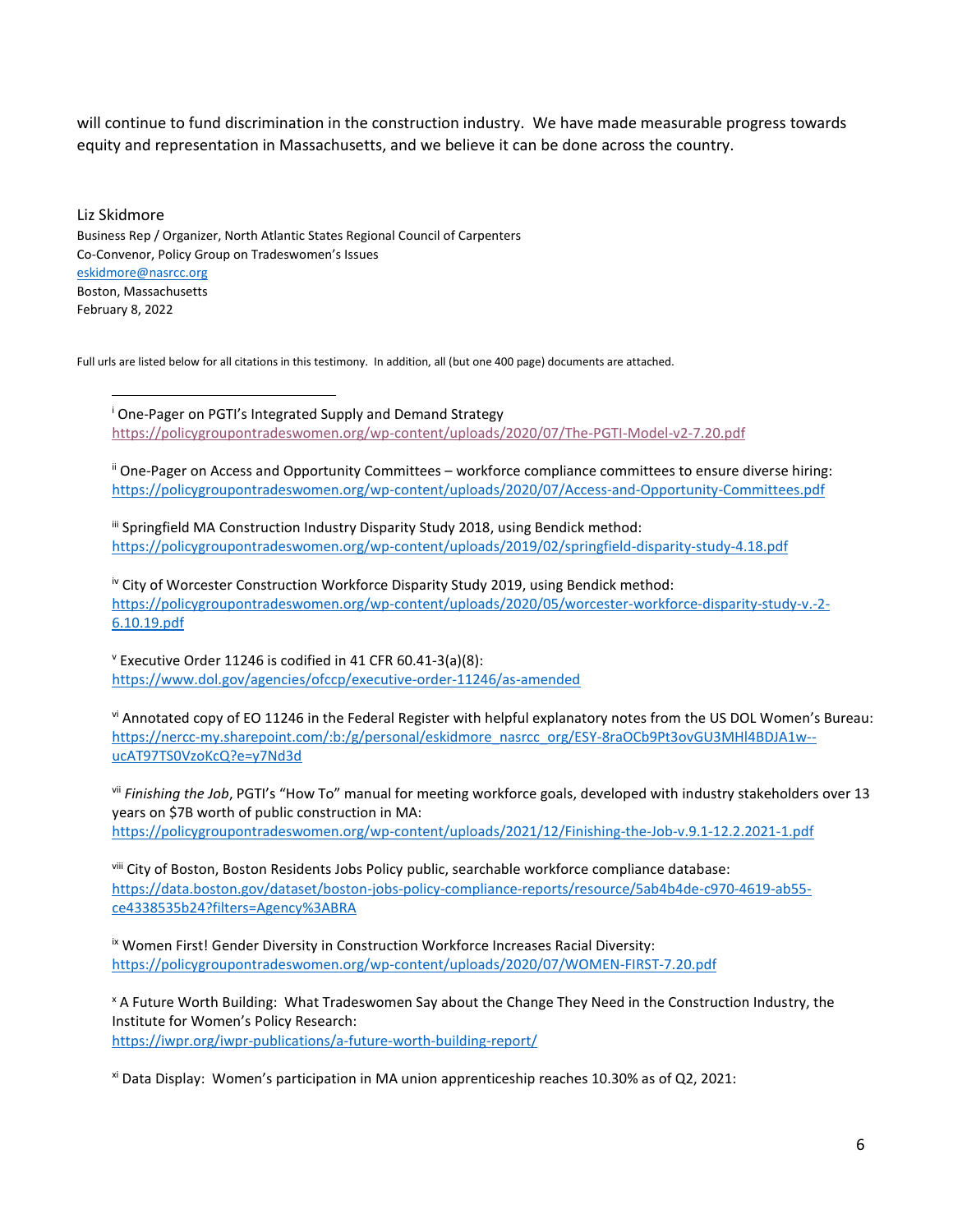will continue to fund discrimination in the construction industry. We have made measurable progress towards equity and representation in Massachusetts, and we believe it can be done across the country.

Liz Skidmore
Business Rep / Organizer, North Atlantic States Regional Council of Carpenters
Co-Convenor, Policy Group on Tradeswomen's Issues
eskidmore@nasrcc.org
Boston, Massachusetts
February 8, 2022

Full urls are listed below for all citations in this testimony. In addition, all (but one 400 page) documents are attached.

---

[i] One-Pager on PGTI's Integrated Supply and Demand Strategy
https://policygroupontradeswomen.org/wp-content/uploads/2020/07/The-PGTI-Model-v2-7.20.pdf

[ii] One-Pager on Access and Opportunity Committees – workforce compliance committees to ensure diverse hiring:
https://policygroupontradeswomen.org/wp-content/uploads/2020/07/Access-and-Opportunity-Committees.pdf

[iii] Springfield MA Construction Industry Disparity Study 2018, using Bendick method:
https://policygroupontradeswomen.org/wp-content/uploads/2019/02/springfield-disparity-study-4.18.pdf

[iv] City of Worcester Construction Workforce Disparity Study 2019, using Bendick method:
https://policygroupontradeswomen.org/wp-content/uploads/2020/05/worcester-workforce-disparity-study-v.-2-6.10.19.pdf

[v] Executive Order 11246 is codified in 41 CFR 60.41-3(a)(8):
https://www.dol.gov/agencies/ofccp/executive-order-11246/as-amended

[vi] Annotated copy of EO 11246 in the Federal Register with helpful explanatory notes from the US DOL Women's Bureau:
https://nercc-my.sharepoint.com/:b:/g/personal/eskidmore_nasrcc_org/ESY-8raOCb9Pt3ovGU3MHl4BDJA1w--ucAT97TS0VzoKcQ?e=y7Nd3d

[vii] *Finishing the Job*, PGTI's "How To" manual for meeting workforce goals, developed with industry stakeholders over 13 years on $7B worth of public construction in MA:
https://policygroupontradeswomen.org/wp-content/uploads/2021/12/Finishing-the-Job-v.9.1-12.2.2021-1.pdf

[viii] City of Boston, Boston Residents Jobs Policy public, searchable workforce compliance database:
https://data.boston.gov/dataset/boston-jobs-policy-compliance-reports/resource/5ab4b4de-c970-4619-ab55-ce4338535b24?filters=Agency%3ABRA

[ix] Women First! Gender Diversity in Construction Workforce Increases Racial Diversity:
https://policygroupontradeswomen.org/wp-content/uploads/2020/07/WOMEN-FIRST-7.20.pdf

[x] A Future Worth Building: What Tradeswomen Say about the Change They Need in the Construction Industry, the Institute for Women's Policy Research:
https://iwpr.org/iwpr-publications/a-future-worth-building-report/

[xi] Data Display: Women's participation in MA union apprenticeship reaches 10.30% as of Q2, 2021: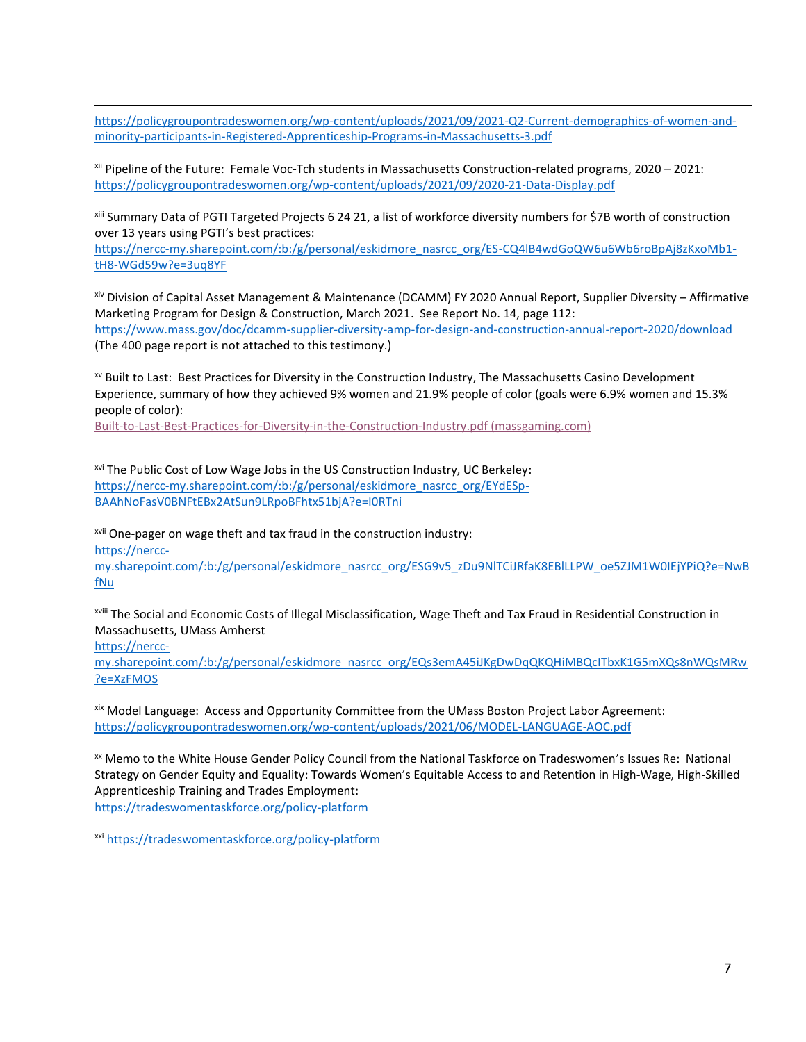https://policygroupontradeswomen.org/wp-content/uploads/2021/09/2021-Q2-Current-demographics-of-women-and-minority-participants-in-Registered-Apprenticeship-Programs-in-Massachusetts-3.pdf

[xii] Pipeline of the Future: Female Voc-Tch students in Massachusetts Construction-related programs, 2020 – 2021: https://policygroupontradeswomen.org/wp-content/uploads/2021/09/2020-21-Data-Display.pdf

[xiii] Summary Data of PGTI Targeted Projects 6 24 21, a list of workforce diversity numbers for $7B worth of construction over 13 years using PGTI's best practices: https://nercc-my.sharepoint.com/:b:/g/personal/eskidmore_nasrcc_org/ES-CQ4lB4wdGoQW6u6Wb6roBpAj8zKxoMb1-tH8-WGd59w?e=3uq8YF

[xiv] Division of Capital Asset Management & Maintenance (DCAMM) FY 2020 Annual Report, Supplier Diversity – Affirmative Marketing Program for Design & Construction, March 2021. See Report No. 14, page 112: https://www.mass.gov/doc/dcamm-supplier-diversity-amp-for-design-and-construction-annual-report-2020/download (The 400 page report is not attached to this testimony.)

[xv] Built to Last: Best Practices for Diversity in the Construction Industry, The Massachusetts Casino Development Experience, summary of how they achieved 9% women and 21.9% people of color (goals were 6.9% women and 15.3% people of color): Built-to-Last-Best-Practices-for-Diversity-in-the-Construction-Industry.pdf (massgaming.com)

[xvi] The Public Cost of Low Wage Jobs in the US Construction Industry, UC Berkeley: https://nercc-my.sharepoint.com/:b:/g/personal/eskidmore_nasrcc_org/EYdESp-BAAhNoFasV0BNFtEBx2AtSun9LRpoBFhtx51bjA?e=I0RTni

[xvii] One-pager on wage theft and tax fraud in the construction industry: https://nercc-my.sharepoint.com/:b:/g/personal/eskidmore_nasrcc_org/ESG9v5_zDu9NlTCiJRfaK8EBlLLPW_oe5ZJM1W0IEjYPiQ?e=NwBfNu

[xviii] The Social and Economic Costs of Illegal Misclassification, Wage Theft and Tax Fraud in Residential Construction in Massachusetts, UMass Amherst https://nercc-my.sharepoint.com/:b:/g/personal/eskidmore_nasrcc_org/EQs3emA45iJKgDwDqQKQHiMBQcITbxK1G5mXQs8nWQsMRw?e=XzFMOS

[xix] Model Language: Access and Opportunity Committee from the UMass Boston Project Labor Agreement: https://policygroupontradeswomen.org/wp-content/uploads/2021/06/MODEL-LANGUAGE-AOC.pdf

[xx] Memo to the White House Gender Policy Council from the National Taskforce on Tradeswomen's Issues Re: National Strategy on Gender Equity and Equality: Towards Women's Equitable Access to and Retention in High-Wage, High-Skilled Apprenticeship Training and Trades Employment: https://tradeswomentaskforce.org/policy-platform

[xxi] https://tradeswomentaskforce.org/policy-platform